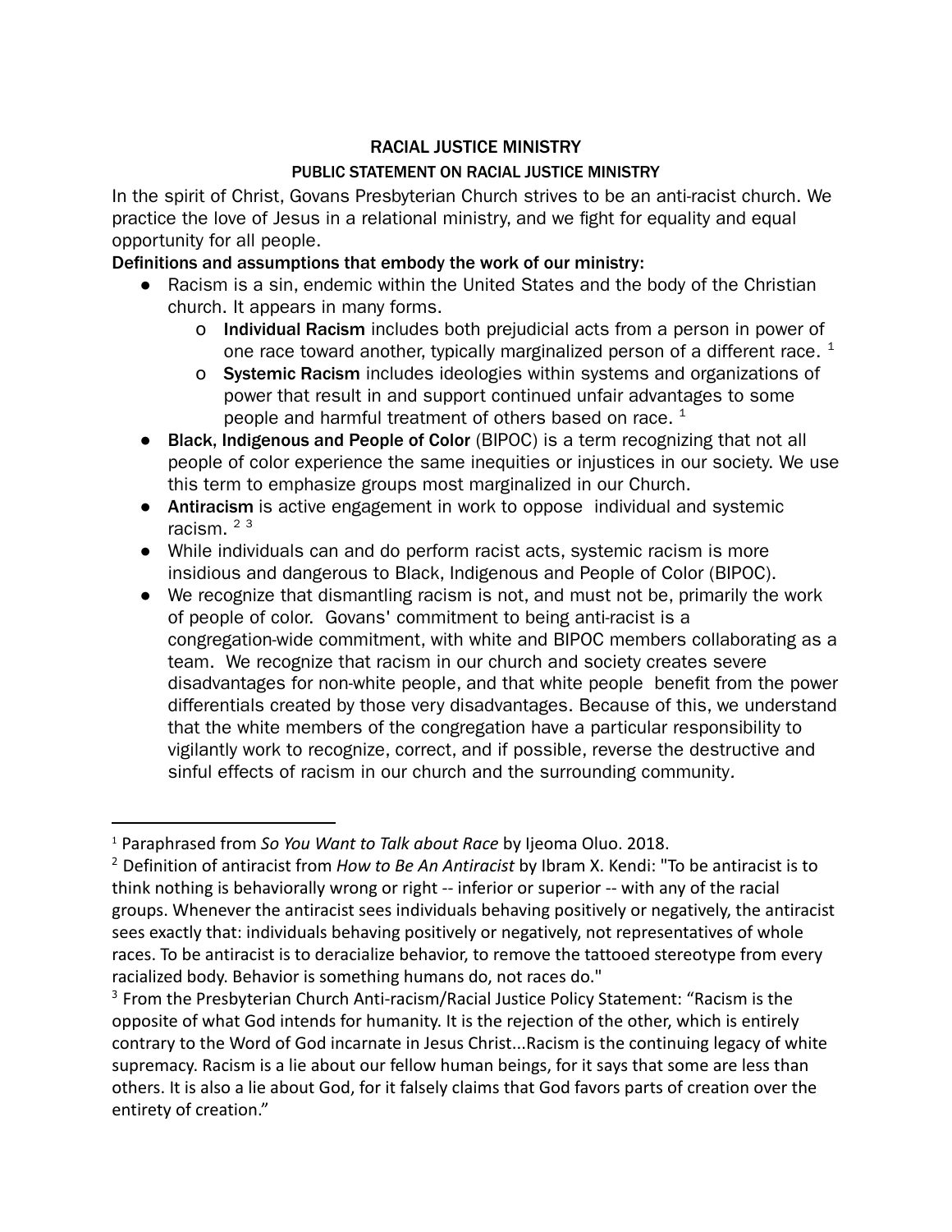# RACIAL JUSTICE MINISTRY

## PUBLIC STATEMENT ON RACIAL JUSTICE MINISTRY

In the spirit of Christ, Govans Presbyterian Church strives to be an anti-racist church. We practice the love of Jesus in a relational ministry, and we fight for equality and equal opportunity for all people.

**Definitions and assumptions that embody the work of our ministry:**

- Racism is a sin, endemic within the United States and the body of the Christian church. It appears in many forms.
  - **Individual Racism** includes both prejudicial acts from a person in power of one race toward another, typically marginalized person of a different race. [1]
  - **Systemic Racism** includes ideologies within systems and organizations of power that result in and support continued unfair advantages to some people and harmful treatment of others based on race. [1]
- **Black, Indigenous and People of Color** (BIPOC) is a term recognizing that not all people of color experience the same inequities or injustices in our society. We use this term to emphasize groups most marginalized in our Church.
- **Antiracism** is active engagement in work to oppose individual and systemic racism. [2] [3]
- While individuals can and do perform racist acts, systemic racism is more insidious and dangerous to Black, Indigenous and People of Color (BIPOC).
- We recognize that dismantling racism is not, and must not be, primarily the work of people of color. Govans' commitment to being anti-racist is a congregation-wide commitment, with white and BIPOC members collaborating as a team. We recognize that racism in our church and society creates severe disadvantages for non-white people, and that white people benefit from the power differentials created by those very disadvantages. Because of this, we understand that the white members of the congregation have a particular responsibility to vigilantly work to recognize, correct, and if possible, reverse the destructive and sinful effects of racism in our church and the surrounding community.

---

[1] Paraphrased from *So You Want to Talk about Race* by Ijeoma Oluo. 2018.

[2] Definition of antiracist from *How to Be An Antiracist* by Ibram X. Kendi: "To be antiracist is to think nothing is behaviorally wrong or right -- inferior or superior -- with any of the racial groups. Whenever the antiracist sees individuals behaving positively or negatively, the antiracist sees exactly that: individuals behaving positively or negatively, not representatives of whole races. To be antiracist is to deracialize behavior, to remove the tattooed stereotype from every racialized body. Behavior is something humans do, not races do."

[3] From the Presbyterian Church Anti-racism/Racial Justice Policy Statement: "Racism is the opposite of what God intends for humanity. It is the rejection of the other, which is entirely contrary to the Word of God incarnate in Jesus Christ...Racism is the continuing legacy of white supremacy. Racism is a lie about our fellow human beings, for it says that some are less than others. It is also a lie about God, for it falsely claims that God favors parts of creation over the entirety of creation."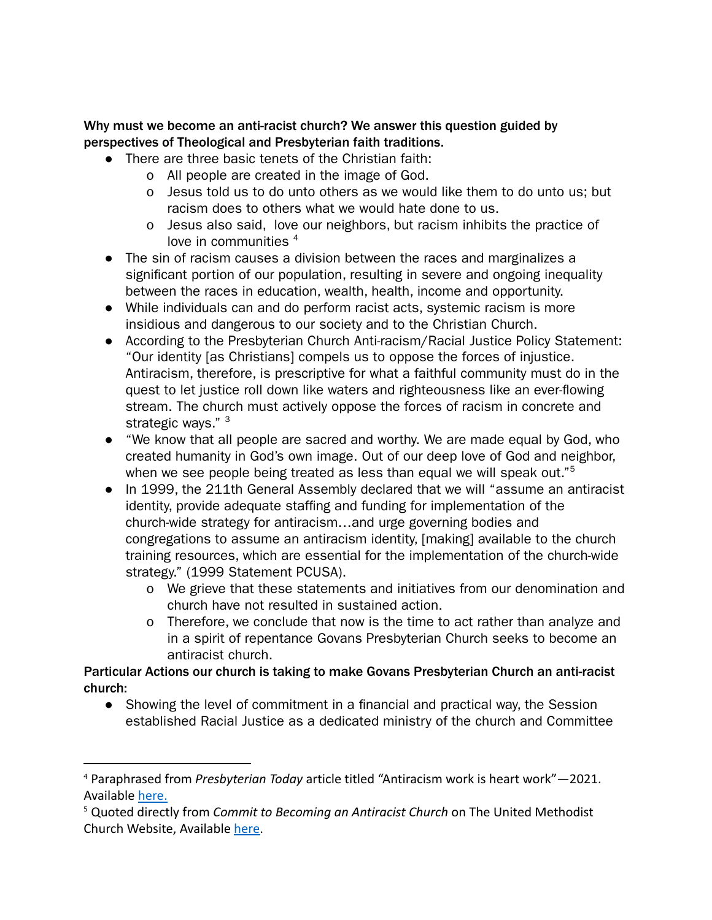**Why must we become an anti-racist church? We answer this question guided by perspectives of Theological and Presbyterian faith traditions.**

- There are three basic tenets of the Christian faith:
  - All people are created in the image of God.
  - Jesus told us to do unto others as we would like them to do unto us; but racism does to others what we would hate done to us.
  - Jesus also said, love our neighbors, but racism inhibits the practice of love in communities [4]
- The sin of racism causes a division between the races and marginalizes a significant portion of our population, resulting in severe and ongoing inequality between the races in education, wealth, health, income and opportunity.
- While individuals can and do perform racist acts, systemic racism is more insidious and dangerous to our society and to the Christian Church.
- According to the Presbyterian Church Anti-racism/Racial Justice Policy Statement: "Our identity [as Christians] compels us to oppose the forces of injustice. Antiracism, therefore, is prescriptive for what a faithful community must do in the quest to let justice roll down like waters and righteousness like an ever-flowing stream. The church must actively oppose the forces of racism in concrete and strategic ways." [3]
- "We know that all people are sacred and worthy. We are made equal by God, who created humanity in God's own image. Out of our deep love of God and neighbor, when we see people being treated as less than equal we will speak out."[5]
- In 1999, the 211th General Assembly declared that we will "assume an antiracist identity, provide adequate staffing and funding for implementation of the church-wide strategy for antiracism…and urge governing bodies and congregations to assume an antiracism identity, [making] available to the church training resources, which are essential for the implementation of the church-wide strategy." (1999 Statement PCUSA).
  - We grieve that these statements and initiatives from our denomination and church have not resulted in sustained action.
  - Therefore, we conclude that now is the time to act rather than analyze and in a spirit of repentance Govans Presbyterian Church seeks to become an antiracist church.

**Particular Actions our church is taking to make Govans Presbyterian Church an anti-racist church:**

- Showing the level of commitment in a financial and practical way, the Session established Racial Justice as a dedicated ministry of the church and Committee

---

[4] Paraphrased from *Presbyterian Today* article titled "Antiracism work is heart work"—2021. Available here.

[5] Quoted directly from *Commit to Becoming an Antiracist Church* on The United Methodist Church Website, Available here.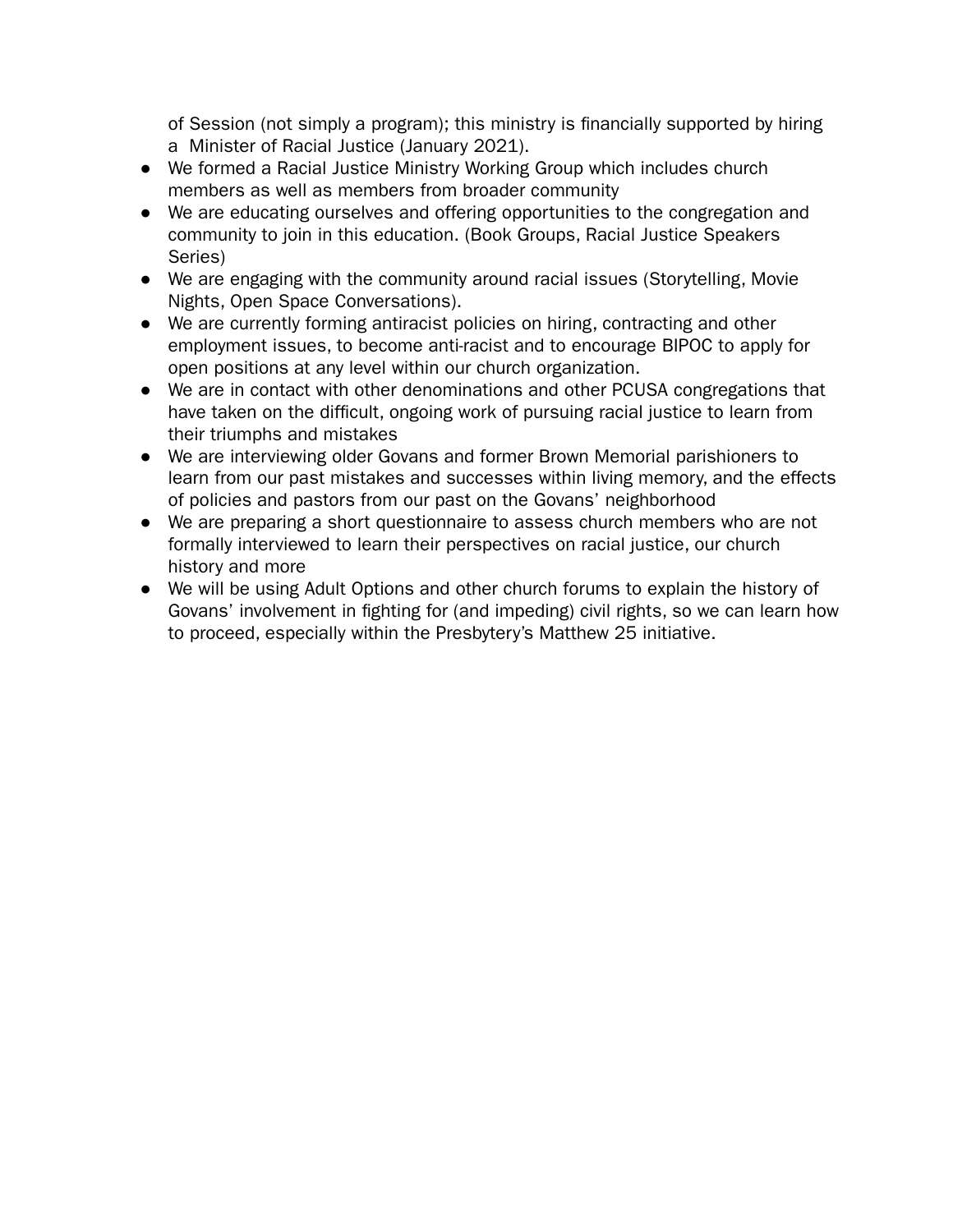of Session (not simply a program); this ministry is financially supported by hiring a Minister of Racial Justice (January 2021).

- We formed a Racial Justice Ministry Working Group which includes church members as well as members from broader community
- We are educating ourselves and offering opportunities to the congregation and community to join in this education. (Book Groups, Racial Justice Speakers Series)
- We are engaging with the community around racial issues (Storytelling, Movie Nights, Open Space Conversations).
- We are currently forming antiracist policies on hiring, contracting and other employment issues, to become anti-racist and to encourage BIPOC to apply for open positions at any level within our church organization.
- We are in contact with other denominations and other PCUSA congregations that have taken on the difficult, ongoing work of pursuing racial justice to learn from their triumphs and mistakes
- We are interviewing older Govans and former Brown Memorial parishioners to learn from our past mistakes and successes within living memory, and the effects of policies and pastors from our past on the Govans' neighborhood
- We are preparing a short questionnaire to assess church members who are not formally interviewed to learn their perspectives on racial justice, our church history and more
- We will be using Adult Options and other church forums to explain the history of Govans' involvement in fighting for (and impeding) civil rights, so we can learn how to proceed, especially within the Presbytery's Matthew 25 initiative.